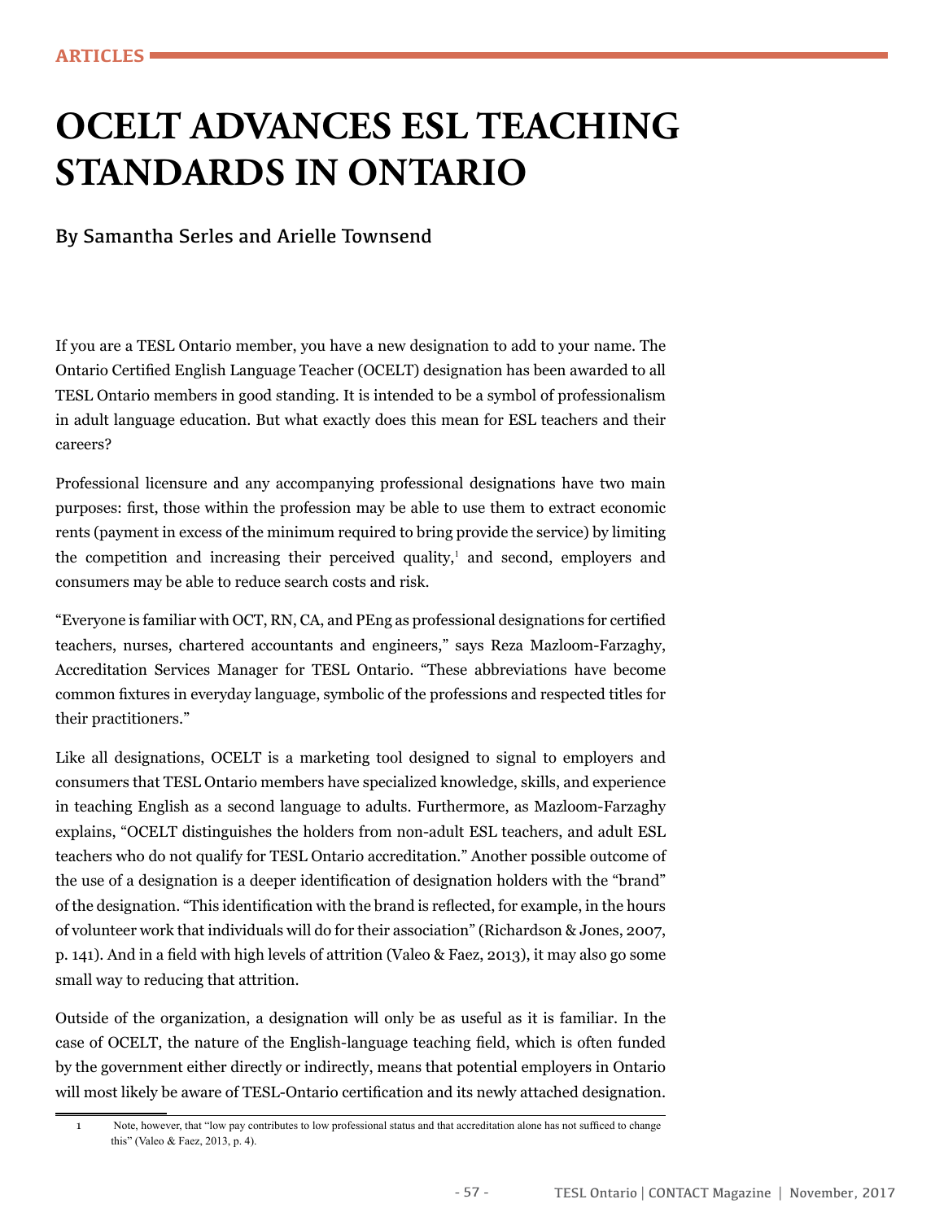ARTICLES

# OCELT ADVANCES ESL TEACHING STANDARDS IN ONTARIO

By Samantha Serles and Arielle Townsend

If you are a TESL Ontario member, you have a new designation to add to your name. The Ontario Certified English Language Teacher (OCELT) designation has been awarded to all TESL Ontario members in good standing. It is intended to be a symbol of professionalism in adult language education. But what exactly does this mean for ESL teachers and their careers?

Professional licensure and any accompanying professional designations have two main purposes: first, those within the profession may be able to use them to extract economic rents (payment in excess of the minimum required to bring provide the service) by limiting the competition and increasing their perceived quality,[1] and second, employers and consumers may be able to reduce search costs and risk.

"Everyone is familiar with OCT, RN, CA, and PEng as professional designations for certified teachers, nurses, chartered accountants and engineers," says Reza Mazloom-Farzaghy, Accreditation Services Manager for TESL Ontario. "These abbreviations have become common fixtures in everyday language, symbolic of the professions and respected titles for their practitioners."

Like all designations, OCELT is a marketing tool designed to signal to employers and consumers that TESL Ontario members have specialized knowledge, skills, and experience in teaching English as a second language to adults. Furthermore, as Mazloom-Farzaghy explains, "OCELT distinguishes the holders from non-adult ESL teachers, and adult ESL teachers who do not qualify for TESL Ontario accreditation." Another possible outcome of the use of a designation is a deeper identification of designation holders with the "brand" of the designation. "This identification with the brand is reflected, for example, in the hours of volunteer work that individuals will do for their association" (Richardson & Jones, 2007, p. 141). And in a field with high levels of attrition (Valeo & Faez, 2013), it may also go some small way to reducing that attrition.

Outside of the organization, a designation will only be as useful as it is familiar. In the case of OCELT, the nature of the English-language teaching field, which is often funded by the government either directly or indirectly, means that potential employers in Ontario will most likely be aware of TESL-Ontario certification and its newly attached designation.

[1] Note, however, that "low pay contributes to low professional status and that accreditation alone has not sufficed to change this" (Valeo & Faez, 2013, p. 4).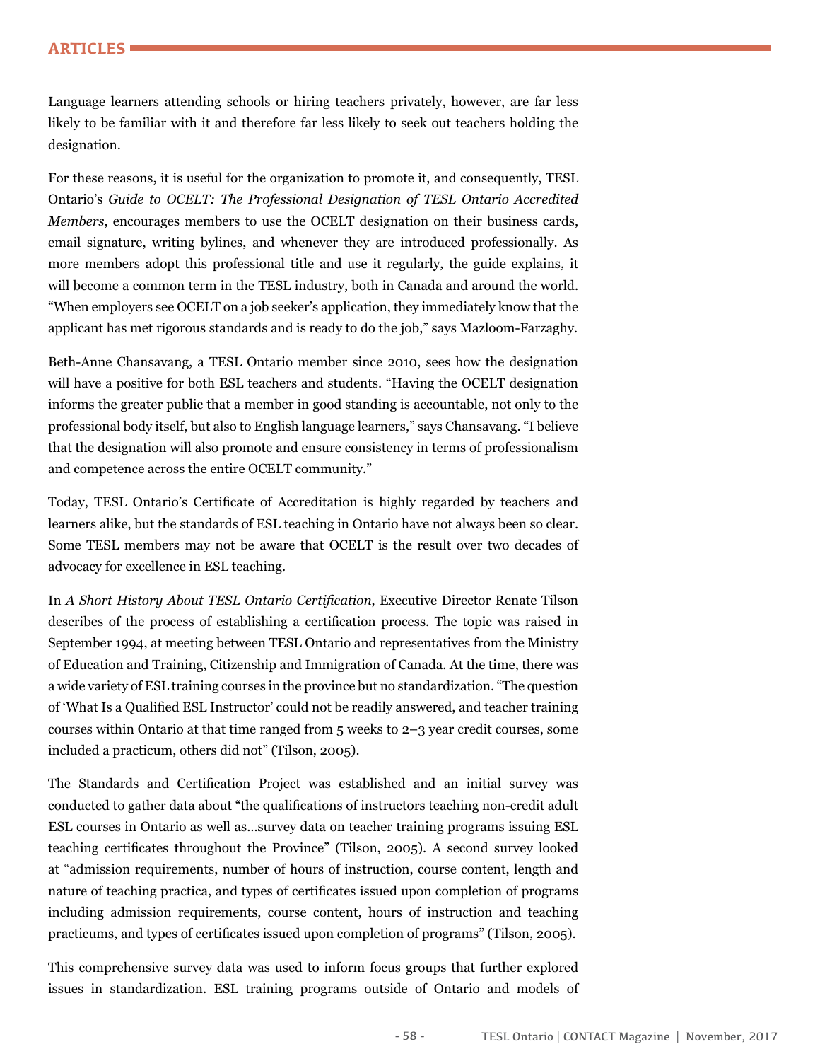Language learners attending schools or hiring teachers privately, however, are far less likely to be familiar with it and therefore far less likely to seek out teachers holding the designation.

For these reasons, it is useful for the organization to promote it, and consequently, TESL Ontario's *Guide to OCELT: The Professional Designation of TESL Ontario Accredited Members*, encourages members to use the OCELT designation on their business cards, email signature, writing bylines, and whenever they are introduced professionally. As more members adopt this professional title and use it regularly, the guide explains, it will become a common term in the TESL industry, both in Canada and around the world. "When employers see OCELT on a job seeker's application, they immediately know that the applicant has met rigorous standards and is ready to do the job," says Mazloom-Farzaghy.

Beth-Anne Chansavang, a TESL Ontario member since 2010, sees how the designation will have a positive for both ESL teachers and students. "Having the OCELT designation informs the greater public that a member in good standing is accountable, not only to the professional body itself, but also to English language learners," says Chansavang. "I believe that the designation will also promote and ensure consistency in terms of professionalism and competence across the entire OCELT community."

Today, TESL Ontario's Certificate of Accreditation is highly regarded by teachers and learners alike, but the standards of ESL teaching in Ontario have not always been so clear. Some TESL members may not be aware that OCELT is the result over two decades of advocacy for excellence in ESL teaching.

In *A Short History About TESL Ontario Certification*, Executive Director Renate Tilson describes of the process of establishing a certification process. The topic was raised in September 1994, at meeting between TESL Ontario and representatives from the Ministry of Education and Training, Citizenship and Immigration of Canada. At the time, there was a wide variety of ESL training courses in the province but no standardization. "The question of 'What Is a Qualified ESL Instructor' could not be readily answered, and teacher training courses within Ontario at that time ranged from 5 weeks to 2–3 year credit courses, some included a practicum, others did not" (Tilson, 2005).

The Standards and Certification Project was established and an initial survey was conducted to gather data about "the qualifications of instructors teaching non-credit adult ESL courses in Ontario as well as…survey data on teacher training programs issuing ESL teaching certificates throughout the Province" (Tilson, 2005). A second survey looked at "admission requirements, number of hours of instruction, course content, length and nature of teaching practica, and types of certificates issued upon completion of programs including admission requirements, course content, hours of instruction and teaching practicums, and types of certificates issued upon completion of programs" (Tilson, 2005).

This comprehensive survey data was used to inform focus groups that further explored issues in standardization. ESL training programs outside of Ontario and models of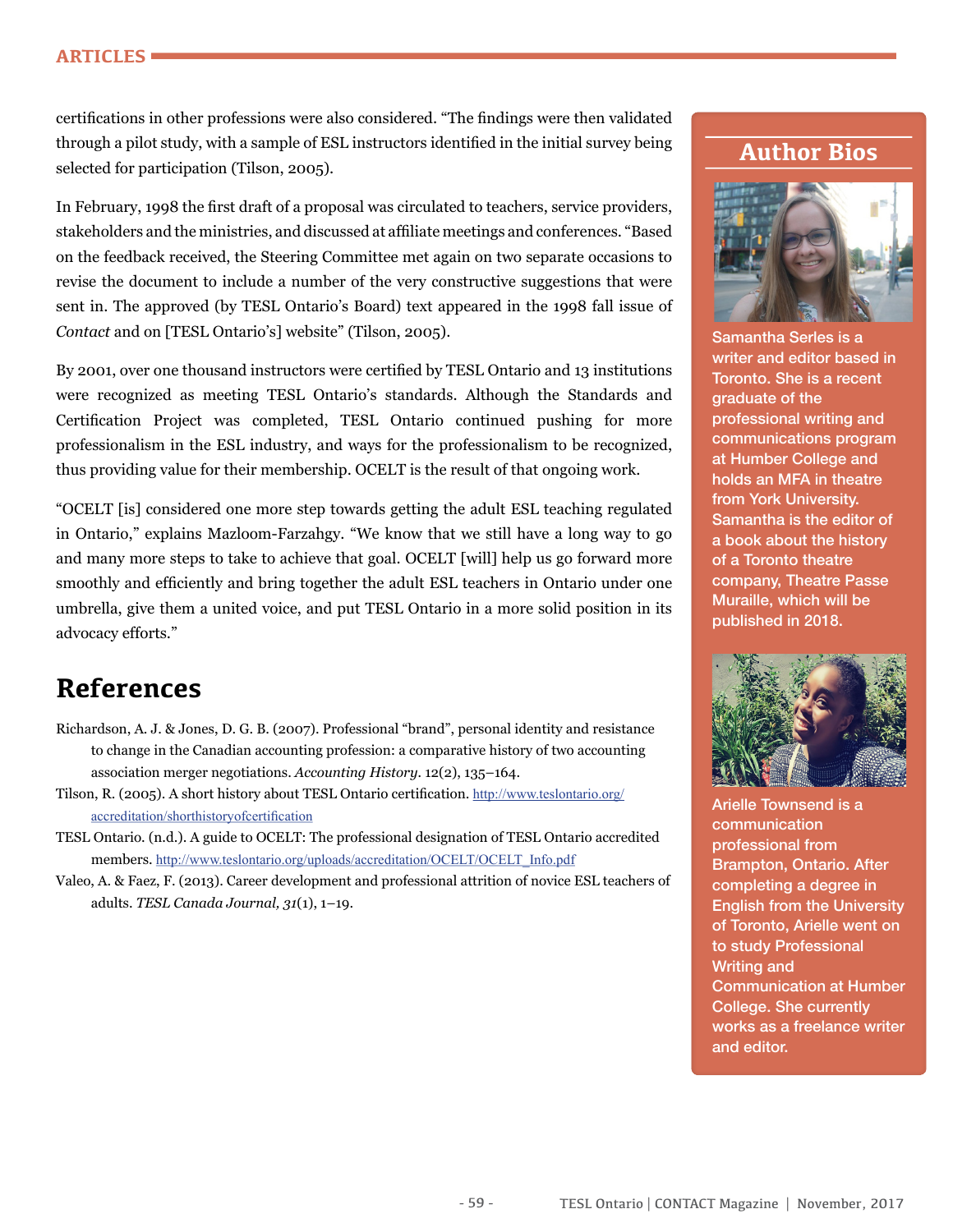certifications in other professions were also considered. "The findings were then validated through a pilot study, with a sample of ESL instructors identified in the initial survey being selected for participation (Tilson, 2005).

In February, 1998 the first draft of a proposal was circulated to teachers, service providers, stakeholders and the ministries, and discussed at affiliate meetings and conferences. "Based on the feedback received, the Steering Committee met again on two separate occasions to revise the document to include a number of the very constructive suggestions that were sent in. The approved (by TESL Ontario's Board) text appeared in the 1998 fall issue of *Contact* and on [TESL Ontario's] website" (Tilson, 2005).

By 2001, over one thousand instructors were certified by TESL Ontario and 13 institutions were recognized as meeting TESL Ontario's standards. Although the Standards and Certification Project was completed, TESL Ontario continued pushing for more professionalism in the ESL industry, and ways for the professionalism to be recognized, thus providing value for their membership. OCELT is the result of that ongoing work.

"OCELT [is] considered one more step towards getting the adult ESL teaching regulated in Ontario," explains Mazloom-Farzahgy. "We know that we still have a long way to go and many more steps to take to achieve that goal. OCELT [will] help us go forward more smoothly and efficiently and bring together the adult ESL teachers in Ontario under one umbrella, give them a united voice, and put TESL Ontario in a more solid position in its advocacy efforts."

## References

Richardson, A. J. & Jones, D. G. B. (2007). Professional "brand", personal identity and resistance to change in the Canadian accounting profession: a comparative history of two accounting association merger negotiations. *Accounting History*. 12(2), 135–164.

Tilson, R. (2005). A short history about TESL Ontario certification. http://www.teslontario.org/accreditation/shorthistoryofcertification

TESL Ontario. (n.d.). A guide to OCELT: The professional designation of TESL Ontario accredited members. http://www.teslontario.org/uploads/accreditation/OCELT/OCELT_Info.pdf

Valeo, A. & Faez, F. (2013). Career development and professional attrition of novice ESL teachers of adults. *TESL Canada Journal, 31*(1), 1–19.

## Author Bios

Samantha Serles is a writer and editor based in Toronto. She is a recent graduate of the professional writing and communications program at Humber College and holds an MFA in theatre from York University. Samantha is the editor of a book about the history of a Toronto theatre company, Theatre Passe Muraille, which will be published in 2018.

Arielle Townsend is a communication professional from Brampton, Ontario. After completing a degree in English from the University of Toronto, Arielle went on to study Professional Writing and Communication at Humber College. She currently works as a freelance writer and editor.